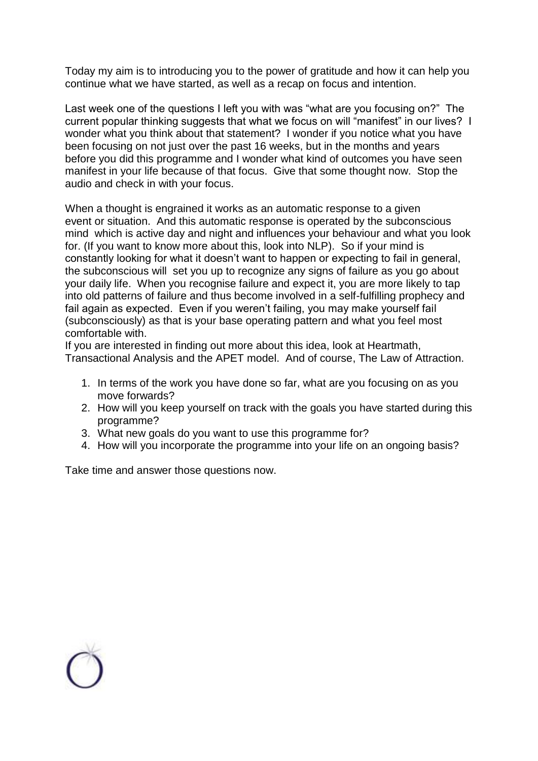Today my aim is to introducing you to the power of gratitude and how it can help you continue what we have started, as well as a recap on focus and intention.

Last week one of the questions I left you with was "what are you focusing on?" The current popular thinking suggests that what we focus on will "manifest" in our lives? I wonder what you think about that statement? I wonder if you notice what you have been focusing on not just over the past 16 weeks, but in the months and years before you did this programme and I wonder what kind of outcomes you have seen manifest in your life because of that focus. Give that some thought now. Stop the audio and check in with your focus.

When a thought is engrained it works as an automatic response to a given event or situation. And this automatic response is operated by the subconscious mind which is active day and night and influences your behaviour and what you look for. (If you want to know more about this, look into NLP). So if your mind is constantly looking for what it doesn't want to happen or expecting to fail in general, the subconscious will set you up to recognize any signs of failure as you go about your daily life. When you recognise failure and expect it, you are more likely to tap into old patterns of failure and thus become involved in a self-fulfilling prophecy and fail again as expected. Even if you weren't failing, you may make yourself fail (subconsciously) as that is your base operating pattern and what you feel most comfortable with.
If you are interested in finding out more about this idea, look at Heartmath, Transactional Analysis and the APET model. And of course, The Law of Attraction.

1. In terms of the work you have done so far, what are you focusing on as you move forwards?
2. How will you keep yourself on track with the goals you have started during this programme?
3. What new goals do you want to use this programme for?
4. How will you incorporate the programme into your life on an ongoing basis?

Take time and answer those questions now.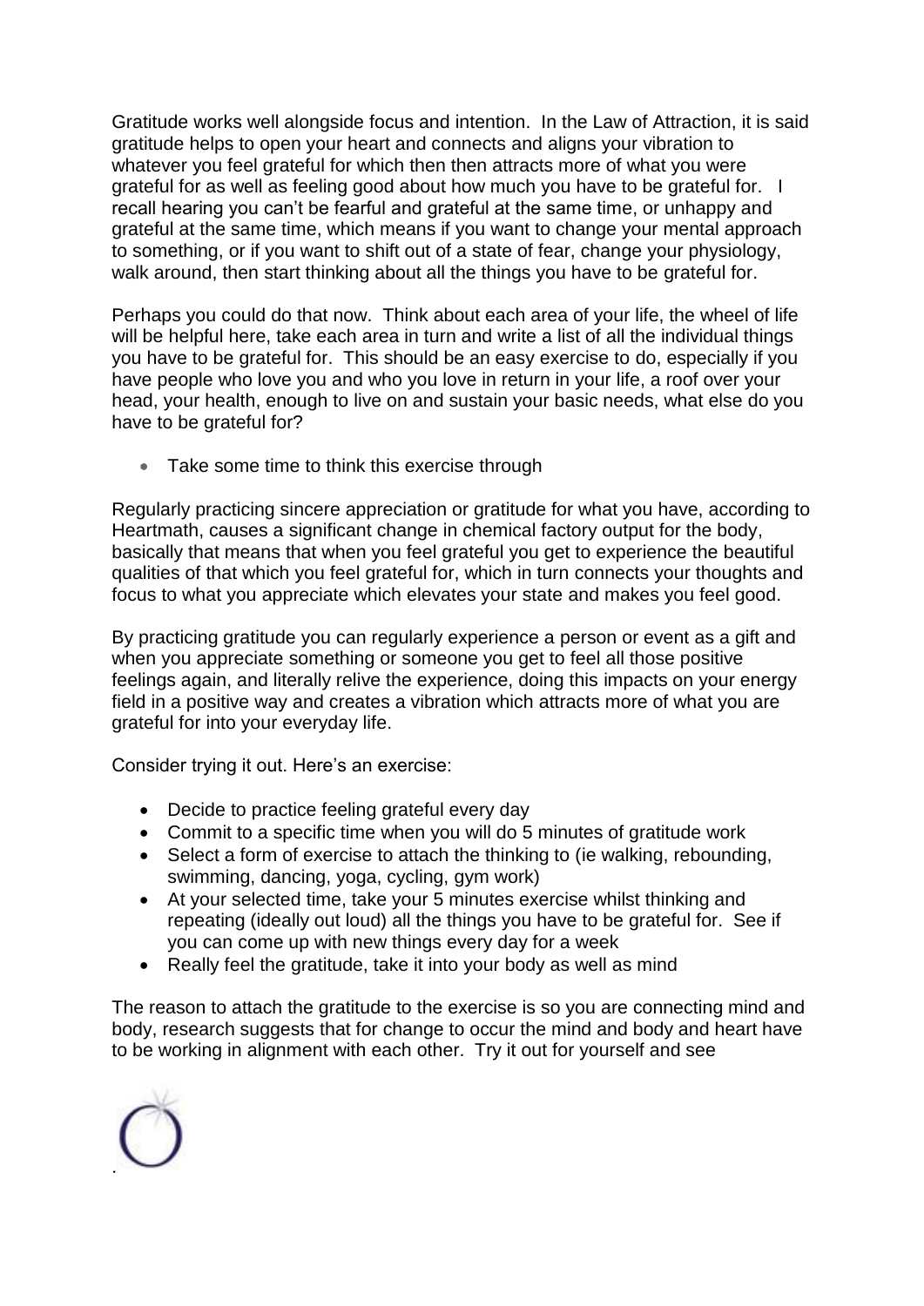Gratitude works well alongside focus and intention. In the Law of Attraction, it is said gratitude helps to open your heart and connects and aligns your vibration to whatever you feel grateful for which then then attracts more of what you were grateful for as well as feeling good about how much you have to be grateful for. I recall hearing you can't be fearful and grateful at the same time, or unhappy and grateful at the same time, which means if you want to change your mental approach to something, or if you want to shift out of a state of fear, change your physiology, walk around, then start thinking about all the things you have to be grateful for.

Perhaps you could do that now. Think about each area of your life, the wheel of life will be helpful here, take each area in turn and write a list of all the individual things you have to be grateful for. This should be an easy exercise to do, especially if you have people who love you and who you love in return in your life, a roof over your head, your health, enough to live on and sustain your basic needs, what else do you have to be grateful for?

- Take some time to think this exercise through

Regularly practicing sincere appreciation or gratitude for what you have, according to Heartmath, causes a significant change in chemical factory output for the body, basically that means that when you feel grateful you get to experience the beautiful qualities of that which you feel grateful for, which in turn connects your thoughts and focus to what you appreciate which elevates your state and makes you feel good.

By practicing gratitude you can regularly experience a person or event as a gift and when you appreciate something or someone you get to feel all those positive feelings again, and literally relive the experience, doing this impacts on your energy field in a positive way and creates a vibration which attracts more of what you are grateful for into your everyday life.

Consider trying it out. Here's an exercise:

- Decide to practice feeling grateful every day
- Commit to a specific time when you will do 5 minutes of gratitude work
- Select a form of exercise to attach the thinking to (ie walking, rebounding, swimming, dancing, yoga, cycling, gym work)
- At your selected time, take your 5 minutes exercise whilst thinking and repeating (ideally out loud) all the things you have to be grateful for. See if you can come up with new things every day for a week
- Really feel the gratitude, take it into your body as well as mind

The reason to attach the gratitude to the exercise is so you are connecting mind and body, research suggests that for change to occur the mind and body and heart have to be working in alignment with each other. Try it out for yourself and see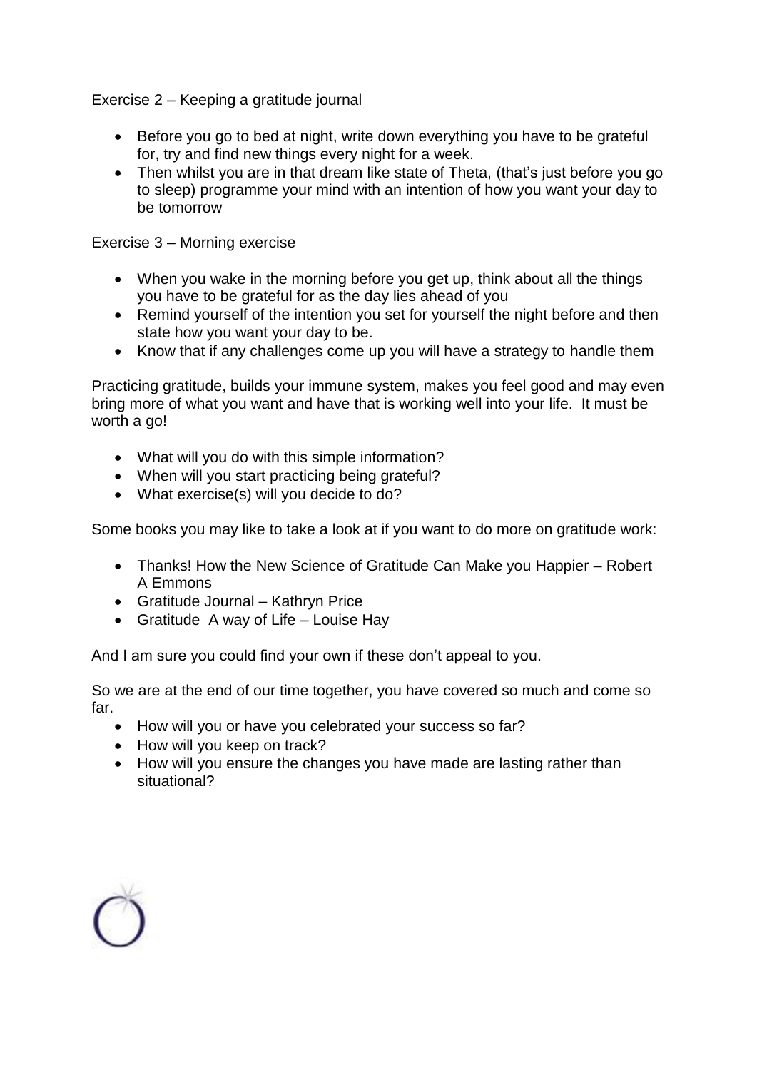Exercise 2 – Keeping a gratitude journal

- Before you go to bed at night, write down everything you have to be grateful for, try and find new things every night for a week.
- Then whilst you are in that dream like state of Theta, (that's just before you go to sleep) programme your mind with an intention of how you want your day to be tomorrow

Exercise 3 – Morning exercise

- When you wake in the morning before you get up, think about all the things you have to be grateful for as the day lies ahead of you
- Remind yourself of the intention you set for yourself the night before and then state how you want your day to be.
- Know that if any challenges come up you will have a strategy to handle them

Practicing gratitude, builds your immune system, makes you feel good and may even bring more of what you want and have that is working well into your life. It must be worth a go!

- What will you do with this simple information?
- When will you start practicing being grateful?
- What exercise(s) will you decide to do?

Some books you may like to take a look at if you want to do more on gratitude work:

- Thanks! How the New Science of Gratitude Can Make you Happier – Robert A Emmons
- Gratitude Journal – Kathryn Price
- Gratitude A way of Life – Louise Hay

And I am sure you could find your own if these don't appeal to you.

So we are at the end of our time together, you have covered so much and come so far.

- How will you or have you celebrated your success so far?
- How will you keep on track?
- How will you ensure the changes you have made are lasting rather than situational?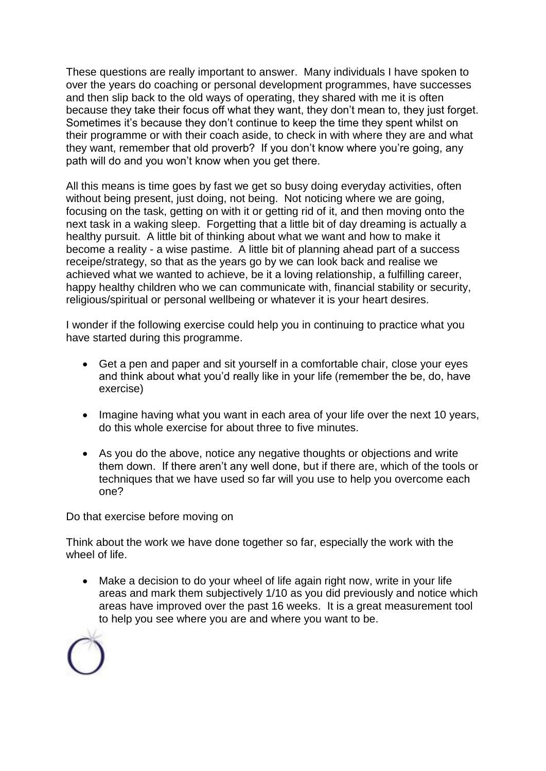These questions are really important to answer. Many individuals I have spoken to over the years do coaching or personal development programmes, have successes and then slip back to the old ways of operating, they shared with me it is often because they take their focus off what they want, they don't mean to, they just forget. Sometimes it's because they don't continue to keep the time they spent whilst on their programme or with their coach aside, to check in with where they are and what they want, remember that old proverb? If you don't know where you're going, any path will do and you won't know when you get there.

All this means is time goes by fast we get so busy doing everyday activities, often without being present, just doing, not being. Not noticing where we are going, focusing on the task, getting on with it or getting rid of it, and then moving onto the next task in a waking sleep. Forgetting that a little bit of day dreaming is actually a healthy pursuit. A little bit of thinking about what we want and how to make it become a reality - a wise pastime. A little bit of planning ahead part of a success receipe/strategy, so that as the years go by we can look back and realise we achieved what we wanted to achieve, be it a loving relationship, a fulfilling career, happy healthy children who we can communicate with, financial stability or security, religious/spiritual or personal wellbeing or whatever it is your heart desires.

I wonder if the following exercise could help you in continuing to practice what you have started during this programme.

- Get a pen and paper and sit yourself in a comfortable chair, close your eyes and think about what you'd really like in your life (remember the be, do, have exercise)
- Imagine having what you want in each area of your life over the next 10 years, do this whole exercise for about three to five minutes.
- As you do the above, notice any negative thoughts or objections and write them down. If there aren't any well done, but if there are, which of the tools or techniques that we have used so far will you use to help you overcome each one?

Do that exercise before moving on

Think about the work we have done together so far, especially the work with the wheel of life.

- Make a decision to do your wheel of life again right now, write in your life areas and mark them subjectively 1/10 as you did previously and notice which areas have improved over the past 16 weeks. It is a great measurement tool to help you see where you are and where you want to be.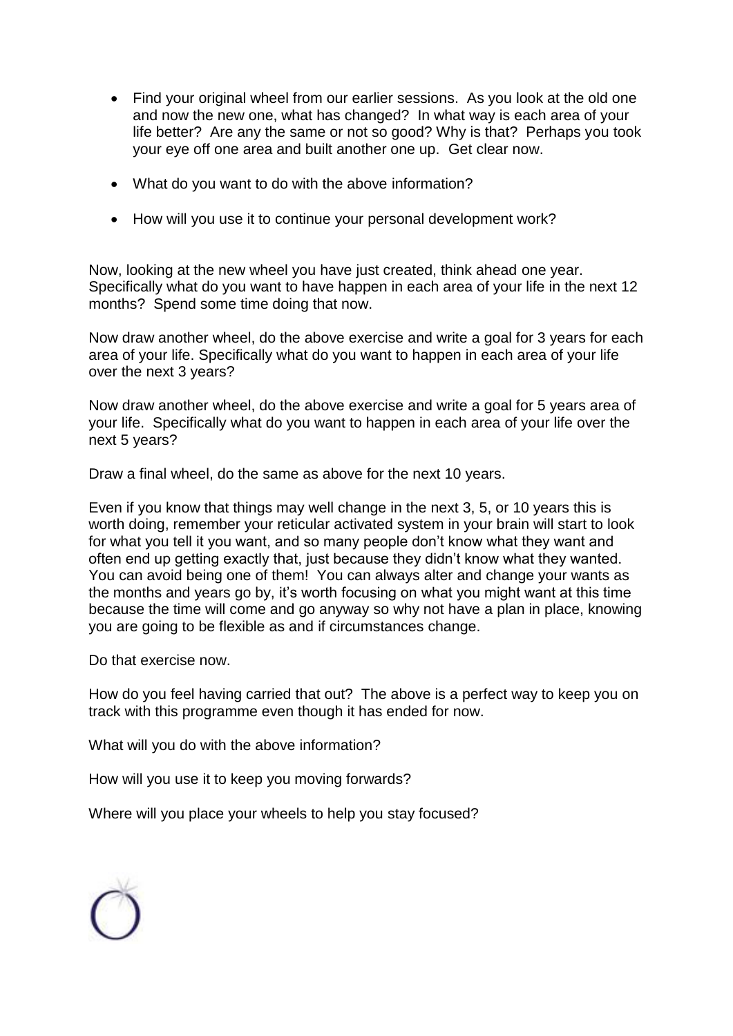- Find your original wheel from our earlier sessions. As you look at the old one and now the new one, what has changed? In what way is each area of your life better? Are any the same or not so good? Why is that? Perhaps you took your eye off one area and built another one up. Get clear now.
- What do you want to do with the above information?
- How will you use it to continue your personal development work?

Now, looking at the new wheel you have just created, think ahead one year. Specifically what do you want to have happen in each area of your life in the next 12 months? Spend some time doing that now.

Now draw another wheel, do the above exercise and write a goal for 3 years for each area of your life. Specifically what do you want to happen in each area of your life over the next 3 years?

Now draw another wheel, do the above exercise and write a goal for 5 years area of your life. Specifically what do you want to happen in each area of your life over the next 5 years?

Draw a final wheel, do the same as above for the next 10 years.

Even if you know that things may well change in the next 3, 5, or 10 years this is worth doing, remember your reticular activated system in your brain will start to look for what you tell it you want, and so many people don't know what they want and often end up getting exactly that, just because they didn't know what they wanted. You can avoid being one of them! You can always alter and change your wants as the months and years go by, it's worth focusing on what you might want at this time because the time will come and go anyway so why not have a plan in place, knowing you are going to be flexible as and if circumstances change.

Do that exercise now.

How do you feel having carried that out? The above is a perfect way to keep you on track with this programme even though it has ended for now.

What will you do with the above information?

How will you use it to keep you moving forwards?

Where will you place your wheels to help you stay focused?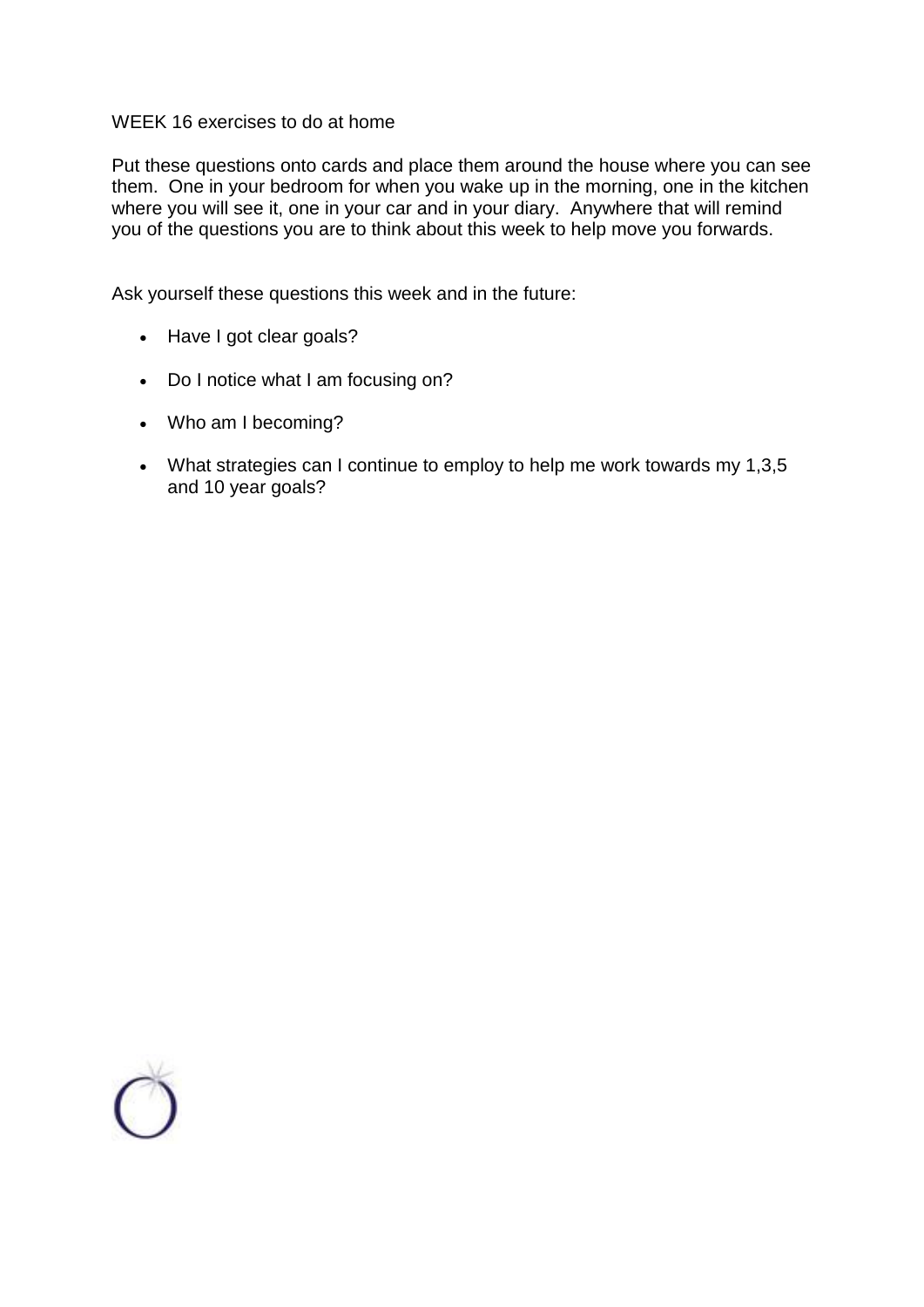WEEK 16 exercises to do at home

Put these questions onto cards and place them around the house where you can see them. One in your bedroom for when you wake up in the morning, one in the kitchen where you will see it, one in your car and in your diary. Anywhere that will remind you of the questions you are to think about this week to help move you forwards.

Ask yourself these questions this week and in the future:

- Have I got clear goals?
- Do I notice what I am focusing on?
- Who am I becoming?
- What strategies can I continue to employ to help me work towards my 1,3,5 and 10 year goals?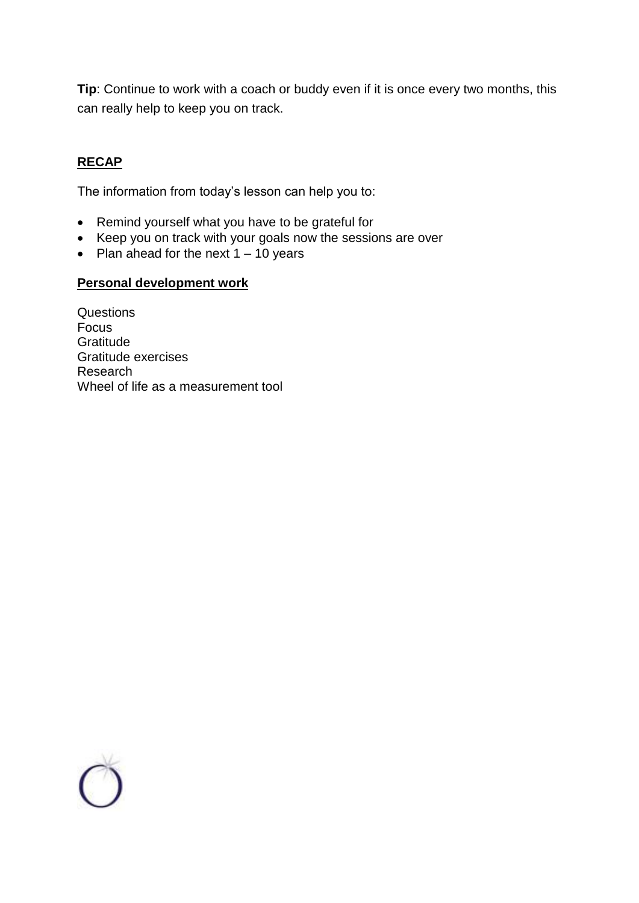**Tip**: Continue to work with a coach or buddy even if it is once every two months, this can really help to keep you on track.

## RECAP

The information from today's lesson can help you to:

- Remind yourself what you have to be grateful for
- Keep you on track with your goals now the sessions are over
- Plan ahead for the next 1 – 10 years

## Personal development work

Questions
Focus
Gratitude
Gratitude exercises
Research
Wheel of life as a measurement tool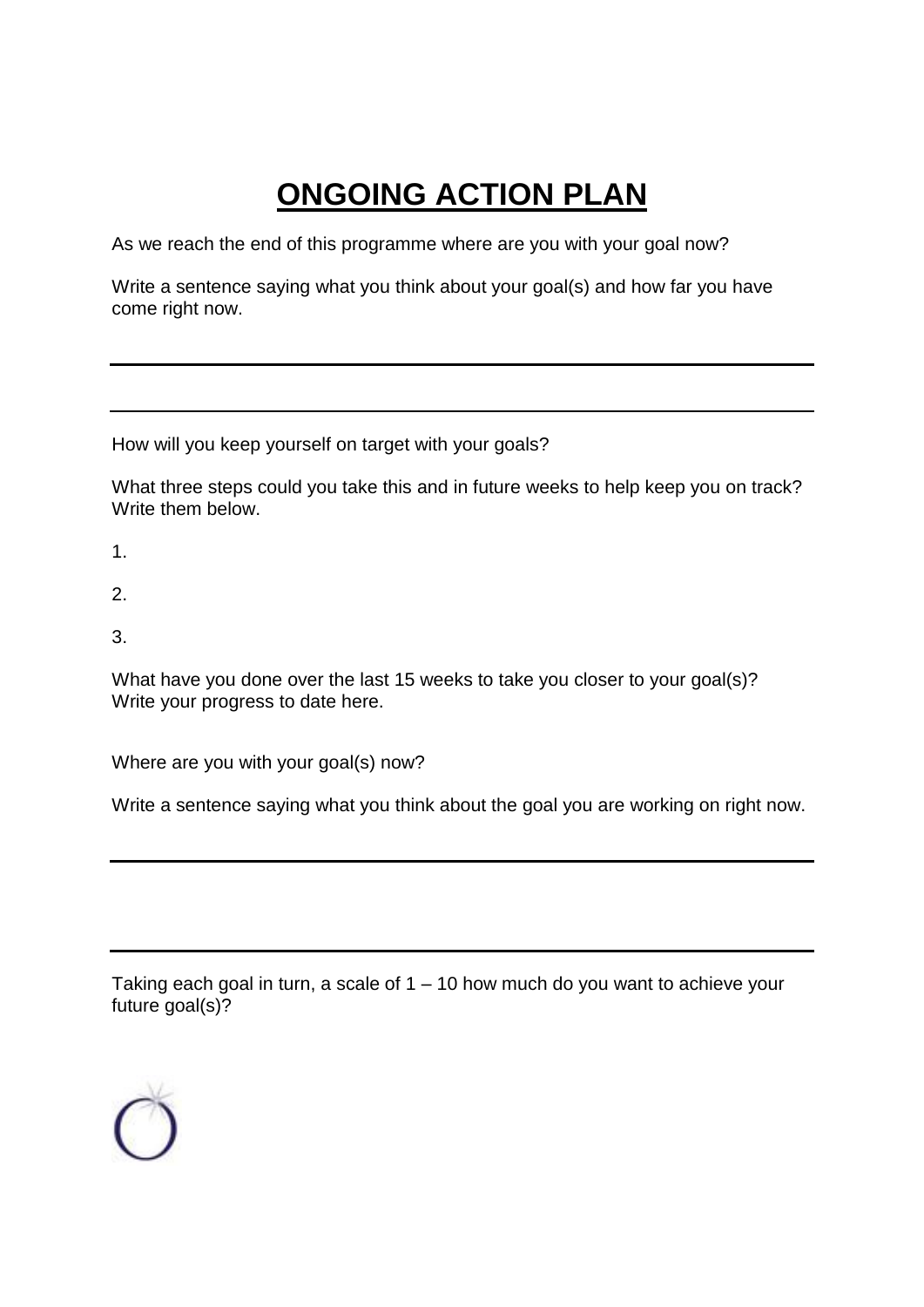# ONGOING ACTION PLAN

As we reach the end of this programme where are you with your goal now?

Write a sentence saying what you think about your goal(s) and how far you have come right now.

---

---

How will you keep yourself on target with your goals?

What three steps could you take this and in future weeks to help keep you on track? Write them below.

1.

2.

3.

What have you done over the last 15 weeks to take you closer to your goal(s)? Write your progress to date here.

Where are you with your goal(s) now?

Write a sentence saying what you think about the goal you are working on right now.

---

---

Taking each goal in turn, a scale of 1 – 10 how much do you want to achieve your future goal(s)?